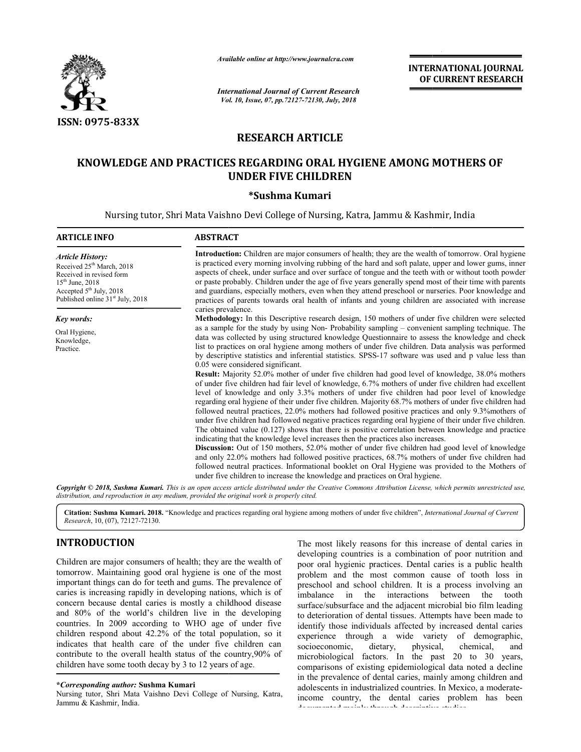ISSN: 0975-833X

*Available online at http://www.journalcra.com*

*International Journal of Current Research*
*Vol. 10, Issue, 07, pp.72127-72130, July, 2018*

**INTERNATIONAL JOURNAL OF CURRENT RESEARCH**

# RESEARCH ARTICLE

# KNOWLEDGE AND PRACTICES REGARDING ORAL HYGIENE AMONG MOTHERS OF UNDER FIVE CHILDREN

**\*Sushma Kumari**

Nursing tutor, Shri Mata Vaishno Devi College of Nursing, Katra, Jammu & Kashmir, India

## ARTICLE INFO

*Article History:*

Received 25th March, 2018
Received in revised form 15th June, 2018
Accepted 5th July, 2018
Published online 31st July, 2018

*Key words:*

Oral Hygiene,
Knowledge,
Practice.

## ABSTRACT

**Introduction:** Children are major consumers of health; they are the wealth of tomorrow. Oral hygiene is practiced every morning involving rubbing of the hard and soft palate, upper and lower gums, inner aspects of cheek, under surface and over surface of tongue and the teeth with or without tooth powder or paste probably. Children under the age of five years generally spend most of their time with parents and guardians, especially mothers, even when they attend preschool or nurseries. Poor knowledge and practices of parents towards oral health of infants and young children are associated with increase caries prevalence.

**Methodology:** In this Descriptive research design, 150 mothers of under five children were selected as a sample for the study by using Non- Probability sampling – convenient sampling technique. The data was collected by using structured knowledge Questionnaire to assess the knowledge and check list to practices on oral hygiene among mothers of under five children. Data analysis was performed by descriptive statistics and inferential statistics. SPSS-17 software was used and p value less than 0.05 were considered significant.

**Result:** Majority 52.0% mother of under five children had good level of knowledge, 38.0% mothers of under five children had fair level of knowledge, 6.7% mothers of under five children had excellent level of knowledge and only 3.3% mothers of under five children had poor level of knowledge regarding oral hygiene of their under five children. Majority 68.7% mothers of under five children had followed neutral practices, 22.0% mothers had followed positive practices and only 9.3%mothers of under five children had followed negative practices regarding oral hygiene of their under five children. The obtained value (0.127) shows that there is positive correlation between knowledge and practice indicating that the knowledge level increases then the practices also increases.

**Discussion:** Out of 150 mothers, 52.0% mother of under five children had good level of knowledge and only 22.0% mothers had followed positive practices, 68.7% mothers of under five children had followed neutral practices. Informational booklet on Oral Hygiene was provided to the Mothers of under five children to increase the knowledge and practices on Oral hygiene.

*Copyright © 2018, Sushma Kumari. This is an open access article distributed under the Creative Commons Attribution License, which permits unrestricted use, distribution, and reproduction in any medium, provided the original work is properly cited.*

**Citation: Sushma Kumari. 2018.** "Knowledge and practices regarding oral hygiene among mothers of under five children", *International Journal of Current Research*, 10, (07), 72127-72130.

## INTRODUCTION

Children are major consumers of health; they are the wealth of tomorrow. Maintaining good oral hygiene is one of the most important things can do for teeth and gums. The prevalence of caries is increasing rapidly in developing nations, which is of concern because dental caries is mostly a childhood disease and 80% of the world's children live in the developing countries. In 2009 according to WHO age of under five children respond about 42.2% of the total population, so it indicates that health care of the under five children can contribute to the overall health status of the country,90% of children have some tooth decay by 3 to 12 years of age.

The most likely reasons for this increase of dental caries in developing countries is a combination of poor nutrition and poor oral hygienic practices. Dental caries is a public health problem and the most common cause of tooth loss in preschool and school children. It is a process involving an imbalance in the interactions between the tooth surface/subsurface and the adjacent microbial bio film leading to deterioration of dental tissues. Attempts have been made to identify those individuals affected by increased dental caries experience through a wide variety of demographic, socioeconomic, dietary, physical, chemical, and microbiological factors. In the past 20 to 30 years, comparisons of existing epidemiological data noted a decline in the prevalence of dental caries, mainly among children and adolescents in industrialized countries. In Mexico, a moderate-income country, the dental caries problem has been documented mainly through descriptive studies.

**\*Corresponding author:** **Sushma Kumari**
Nursing tutor, Shri Mata Vaishno Devi College of Nursing, Katra, Jammu & Kashmir, India.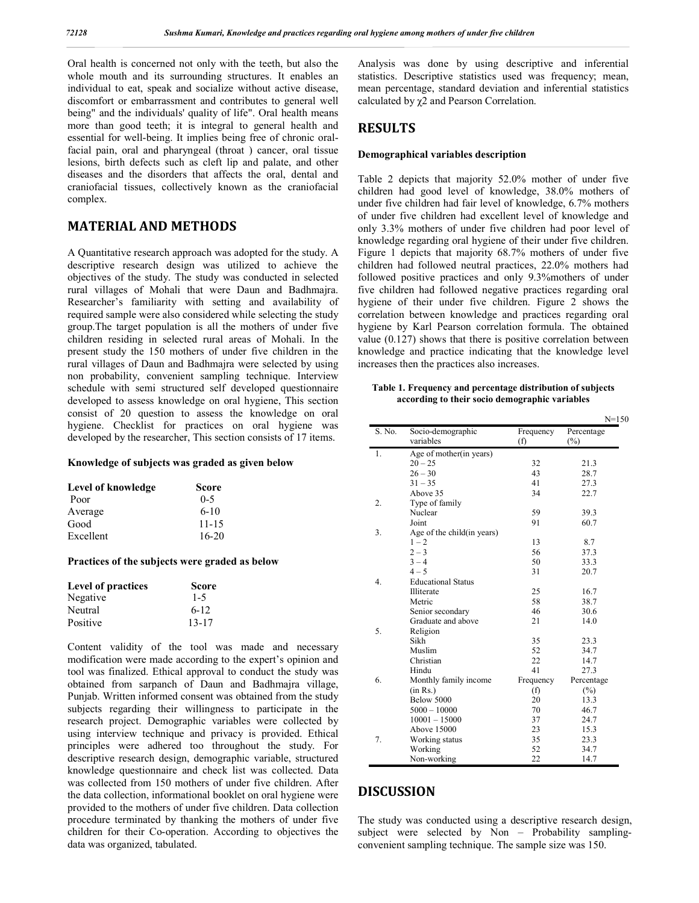Oral health is concerned not only with the teeth, but also the whole mouth and its surrounding structures. It enables an individual to eat, speak and socialize without active disease, discomfort or embarrassment and contributes to general well being" and the individuals' quality of life". Oral health means more than good teeth; it is integral to general health and essential for well-being. It implies being free of chronic oral-facial pain, oral and pharyngeal (throat ) cancer, oral tissue lesions, birth defects such as cleft lip and palate, and other diseases and the disorders that affects the oral, dental and craniofacial tissues, collectively known as the craniofacial complex.

## MATERIAL AND METHODS

A Quantitative research approach was adopted for the study. A descriptive research design was utilized to achieve the objectives of the study. The study was conducted in selected rural villages of Mohali that were Daun and Badhmajra. Researcher's familiarity with setting and availability of required sample were also considered while selecting the study group.The target population is all the mothers of under five children residing in selected rural areas of Mohali. In the present study the 150 mothers of under five children in the rural villages of Daun and Badhmajra were selected by using non probability, convenient sampling technique. Interview schedule with semi structured self developed questionnaire developed to assess knowledge on oral hygiene, This section consist of 20 question to assess the knowledge on oral hygiene. Checklist for practices on oral hygiene was developed by the researcher, This section consists of 17 items.

**Knowledge of subjects was graded as given below**

| Level of knowledge | Score |
|---|---|
| Poor | 0-5 |
| Average | 6-10 |
| Good | 11-15 |
| Excellent | 16-20 |

**Practices of the subjects were graded as below**

| Level of practices | Score |
|---|---|
| Negative | 1-5 |
| Neutral | 6-12 |
| Positive | 13-17 |

Content validity of the tool was made and necessary modification were made according to the expert's opinion and tool was finalized. Ethical approval to conduct the study was obtained from sarpanch of Daun and Badhmajra village, Punjab. Written informed consent was obtained from the study subjects regarding their willingness to participate in the research project. Demographic variables were collected by using interview technique and privacy is provided. Ethical principles were adhered too throughout the study. For descriptive research design, demographic variable, structured knowledge questionnaire and check list was collected. Data was collected from 150 mothers of under five children. After the data collection, informational booklet on oral hygiene were provided to the mothers of under five children. Data collection procedure terminated by thanking the mothers of under five children for their Co-operation. According to objectives the data was organized, tabulated.

Analysis was done by using descriptive and inferential statistics. Descriptive statistics used was frequency; mean, mean percentage, standard deviation and inferential statistics calculated by $\chi 2$ and Pearson Correlation.

## RESULTS

**Demographical variables description**

Table 2 depicts that majority 52.0% mother of under five children had good level of knowledge, 38.0% mothers of under five children had fair level of knowledge, 6.7% mothers of under five children had excellent level of knowledge and only 3.3% mothers of under five children had poor level of knowledge regarding oral hygiene of their under five children. Figure 1 depicts that majority 68.7% mothers of under five children had followed neutral practices, 22.0% mothers had followed positive practices and only 9.3%mothers of under five children had followed negative practices regarding oral hygiene of their under five children. Figure 2 shows the correlation between knowledge and practices regarding oral hygiene by Karl Pearson correlation formula. The obtained value (0.127) shows that there is positive correlation between knowledge and practice indicating that the knowledge level increases then the practices also increases.

**Table 1. Frequency and percentage distribution of subjects according to their socio demographic variables**

N=150

| S. No. | Socio-demographic variables | Frequency (f) | Percentage (%) |
|---|---|---|---|
| 1. | Age of mother(in years) | | |
| | 20 – 25 | 32 | 21.3 |
| | 26 – 30 | 43 | 28.7 |
| | 31 – 35 | 41 | 27.3 |
| | Above 35 | 34 | 22.7 |
| 2. | Type of family | | |
| | Nuclear | 59 | 39.3 |
| | Joint | 91 | 60.7 |
| 3. | Age of the child(in years) | | |
| | 1 – 2 | 13 | 8.7 |
| | 2 – 3 | 56 | 37.3 |
| | 3 – 4 | 50 | 33.3 |
| | 4 – 5 | 31 | 20.7 |
| 4. | Educational Status | | |
| | Illiterate | 25 | 16.7 |
| | Metric | 58 | 38.7 |
| | Senior secondary | 46 | 30.6 |
| | Graduate and above | 21 | 14.0 |
| 5. | Religion | | |
| | Sikh | 35 | 23.3 |
| | Muslim | 52 | 34.7 |
| | Christian | 22 | 14.7 |
| | Hindu | 41 | 27.3 |
| 6. | Monthly family income (in Rs.) | Frequency (f) | Percentage (%) |
| | Below 5000 | 20 | 13.3 |
| | 5000 – 10000 | 70 | 46.7 |
| | 10001 – 15000 | 37 | 24.7 |
| | Above 15000 | 23 | 15.3 |
| 7. | Working status | 35 | 23.3 |
| | Working | 52 | 34.7 |
| | Non-working | 22 | 14.7 |

## DISCUSSION

The study was conducted using a descriptive research design, subject were selected by Non – Probability sampling-convenient sampling technique. The sample size was 150.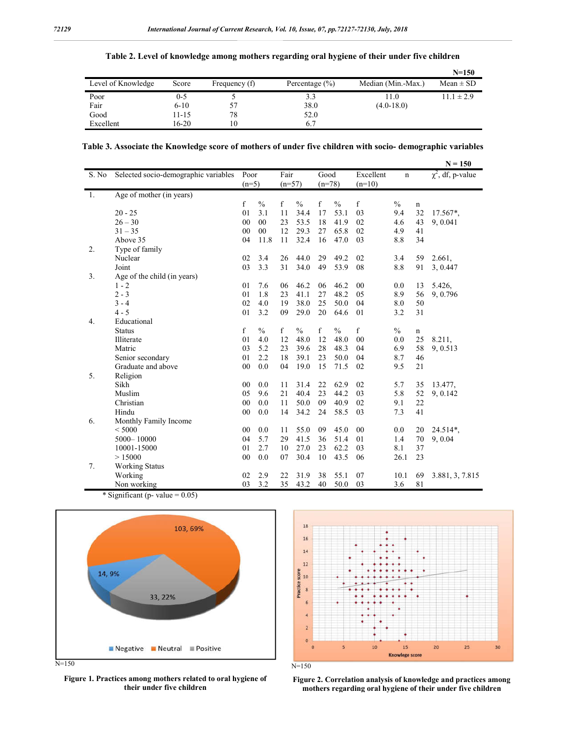**Table 2. Level of knowledge among mothers regarding oral hygiene of their under five children**

N=150

| Level of Knowledge | Score | Frequency (f) | Percentage (%) | Median (Min.-Max.) | Mean ± SD |
|---|---|---|---|---|---|
| Poor | 0-5 | 5 | 3.3 | 11.0 | 11.1 ± 2.9 |
| Fair | 6-10 | 57 | 38.0 | (4.0-18.0) | |
| Good | 11-15 | 78 | 52.0 | | |
| Excellent | 16-20 | 10 | 6.7 | | |

**Table 3. Associate the Knowledge score of mothers of under five children with socio- demographic variables**

N = 150

| S. No | Selected socio-demographic variables | Poor (n=5) | | Fair (n=57) | | Good (n=78) | | Excellent (n=10) | | n | $\chi^2$, df, p-value |
|---|---|---|---|---|---|---|---|---|---|---|---|
| 1. | Age of mother (in years) | | | | | | | | | | |
| | | f | % | f | % | f | % | f | % | n | |
| | 20 - 25 | 01 | 3.1 | 11 | 34.4 | 17 | 53.1 | 03 | 9.4 | 32 | 17.567*, |
| | 26 – 30 | 00 | 00 | 23 | 53.5 | 18 | 41.9 | 02 | 4.6 | 43 | 9, 0.041 |
| | 31 – 35 | 00 | 00 | 12 | 29.3 | 27 | 65.8 | 02 | 4.9 | 41 | |
| | Above 35 | 04 | 11.8 | 11 | 32.4 | 16 | 47.0 | 03 | 8.8 | 34 | |
| 2. | Type of family | | | | | | | | | | |
| | Nuclear | 02 | 3.4 | 26 | 44.0 | 29 | 49.2 | 02 | 3.4 | 59 | 2.661, |
| | Joint | 03 | 3.3 | 31 | 34.0 | 49 | 53.9 | 08 | 8.8 | 91 | 3, 0.447 |
| 3. | Age of the child (in years) | | | | | | | | | | |
| | 1 - 2 | 01 | 7.6 | 06 | 46.2 | 06 | 46.2 | 00 | 0.0 | 13 | 5.426, |
| | 2 - 3 | 01 | 1.8 | 23 | 41.1 | 27 | 48.2 | 05 | 8.9 | 56 | 9, 0.796 |
| | 3 - 4 | 02 | 4.0 | 19 | 38.0 | 25 | 50.0 | 04 | 8.0 | 50 | |
| | 4 - 5 | 01 | 3.2 | 09 | 29.0 | 20 | 64.6 | 01 | 3.2 | 31 | |
| 4. | Educational Status | f | % | f | % | f | % | f | % | n | |
| | Illiterate | 01 | 4.0 | 12 | 48.0 | 12 | 48.0 | 00 | 0.0 | 25 | 8.211, |
| | Matric | 03 | 5.2 | 23 | 39.6 | 28 | 48.3 | 04 | 6.9 | 58 | 9, 0.513 |
| | Senior secondary | 01 | 2.2 | 18 | 39.1 | 23 | 50.0 | 04 | 8.7 | 46 | |
| | Graduate and above | 00 | 0.0 | 04 | 19.0 | 15 | 71.5 | 02 | 9.5 | 21 | |
| 5. | Religion | | | | | | | | | | |
| | Sikh | 00 | 0.0 | 11 | 31.4 | 22 | 62.9 | 02 | 5.7 | 35 | 13.477, |
| | Muslim | 05 | 9.6 | 21 | 40.4 | 23 | 44.2 | 03 | 5.8 | 52 | 9, 0.142 |
| | Christian | 00 | 0.0 | 11 | 50.0 | 09 | 40.9 | 02 | 9.1 | 22 | |
| | Hindu | 00 | 0.0 | 14 | 34.2 | 24 | 58.5 | 03 | 7.3 | 41 | |
| 6. | Monthly Family Income | | | | | | | | | | |
| | < 5000 | 00 | 0.0 | 11 | 55.0 | 09 | 45.0 | 00 | 0.0 | 20 | 24.514*, |
| | 5000– 10000 | 04 | 5.7 | 29 | 41.5 | 36 | 51.4 | 01 | 1.4 | 70 | 9, 0.04 |
| | 10001-15000 | 01 | 2.7 | 10 | 27.0 | 23 | 62.2 | 03 | 8.1 | 37 | |
| | > 15000 | 00 | 0.0 | 07 | 30.4 | 10 | 43.5 | 06 | 26.1 | 23 | |
| 7. | Working Status | | | | | | | | | | |
| | Working | 02 | 2.9 | 22 | 31.9 | 38 | 55.1 | 07 | 10.1 | 69 | 3.881, 3, 7.815 |
| | Non working | 03 | 3.2 | 35 | 43.2 | 40 | 50.0 | 03 | 3.6 | 81 | |

\* Significant (p- value = 0.05)

N=150

**Figure 1. Practices among mothers related to oral hygiene of their under five children**

N=150

**Figure 2. Correlation analysis of knowledge and practices among mothers regarding oral hygiene of their under five children**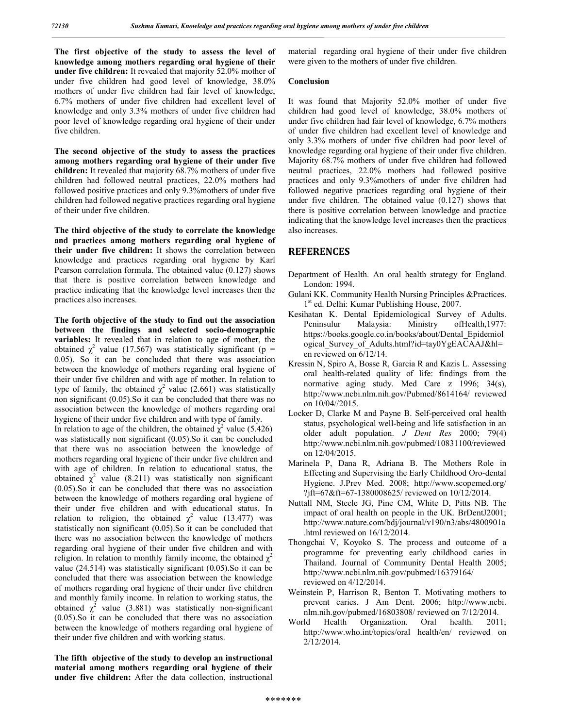**The first objective of the study to assess the level of knowledge among mothers regarding oral hygiene of their under five children:** It revealed that majority 52.0% mother of under five children had good level of knowledge, 38.0% mothers of under five children had fair level of knowledge, 6.7% mothers of under five children had excellent level of knowledge and only 3.3% mothers of under five children had poor level of knowledge regarding oral hygiene of their under five children.

**The second objective of the study to assess the practices among mothers regarding oral hygiene of their under five children:** It revealed that majority 68.7% mothers of under five children had followed neutral practices, 22.0% mothers had followed positive practices and only 9.3%mothers of under five children had followed negative practices regarding oral hygiene of their under five children.

**The third objective of the study to correlate the knowledge and practices among mothers regarding oral hygiene of their under five children:** It shows the correlation between knowledge and practices regarding oral hygiene by Karl Pearson correlation formula. The obtained value (0.127) shows that there is positive correlation between knowledge and practice indicating that the knowledge level increases then the practices also increases.

**The forth objective of the study to find out the association between the findings and selected socio-demographic variables:** It revealed that in relation to age of mother, the obtained $\chi^2$ value (17.567) was statistically significant (p = 0.05). So it can be concluded that there was association between the knowledge of mothers regarding oral hygiene of their under five children and with age of mother. In relation to type of family, the obtained $\chi^2$ value (2.661) was statistically non significant (0.05).So it can be concluded that there was no association between the knowledge of mothers regarding oral hygiene of their under five children and with type of family.
In relation to age of the children, the obtained $\chi^2$ value (5.426) was statistically non significant (0.05).So it can be concluded that there was no association between the knowledge of mothers regarding oral hygiene of their under five children and with age of children. In relation to educational status, the obtained $\chi^2$ value (8.211) was statistically non significant (0.05).So it can be concluded that there was no association between the knowledge of mothers regarding oral hygiene of their under five children and with educational status. In relation to religion, the obtained $\chi^2$ value (13.477) was statistically non significant (0.05).So it can be concluded that there was no association between the knowledge of mothers regarding oral hygiene of their under five children and with religion. In relation to monthly family income, the obtained $\chi^2$ value (24.514) was statistically significant (0.05).So it can be concluded that there was association between the knowledge of mothers regarding oral hygiene of their under five children and monthly family income. In relation to working status, the obtained $\chi^2$ value (3.881) was statistically non-significant (0.05).So it can be concluded that there was no association between the knowledge of mothers regarding oral hygiene of their under five children and with working status.

**The fifth objective of the study to develop an instructional material among mothers regarding oral hygiene of their under five children:** After the data collection, instructional material regarding oral hygiene of their under five children were given to the mothers of under five children.

### Conclusion

It was found that Majority 52.0% mother of under five children had good level of knowledge, 38.0% mothers of under five children had fair level of knowledge, 6.7% mothers of under five children had excellent level of knowledge and only 3.3% mothers of under five children had poor level of knowledge regarding oral hygiene of their under five children. Majority 68.7% mothers of under five children had followed neutral practices, 22.0% mothers had followed positive practices and only 9.3%mothers of under five children had followed negative practices regarding oral hygiene of their under five children. The obtained value (0.127) shows that there is positive correlation between knowledge and practice indicating that the knowledge level increases then the practices also increases.

## REFERENCES

Department of Health. An oral health strategy for England. London: 1994.

Gulani KK. Community Health Nursing Principles &Practices. 1st ed. Delhi: Kumar Publishing House, 2007.

Kesihatan K. Dental Epidemiological Survey of Adults. Peninsulur Malaysia: Ministry ofHealth,1977: https://books.google.co.in/books/about/Dental_Epidemiological_Survey_of_Adults.html?id=tay0YgEACAAJ&hl=en reviewed on 6/12/14.

Kressin N, Spiro A, Bosse R, Garcia R and Kazis L. Assessing oral health-related quality of life: findings from the normative aging study. Med Care z 1996; 34(s), http://www.ncbi.nlm.nih.gov/Pubmed/8614164/ reviewed on 10/04//2015.

Locker D, Clarke M and Payne B. Self-perceived oral health status, psychological well-being and life satisfaction in an older adult population. *J Dent Res* 2000; 79(4) http://www.ncbi.nlm.nih.gov/pubmed/10831100/reviewed on 12/04/2015.

Marinela P, Dana R, Adriana B. The Mothers Role in Effecting and Supervising the Early Childhood Oro-dental Hygiene. J.Prev Med. 2008; http://www.scopemed.org/?jft=67&ft=67-1380008625/ reviewed on 10/12/2014.

Nuttall NM, Steele JG, Pine CM, White D, Pitts NB. The impact of oral health on people in the UK. BrDentJ2001; http://www.nature.com/bdj/journal/v190/n3/abs/4800901a.html reviewed on 16/12/2014.

Thongchai V, Koyoko S. The process and outcome of a programme for preventing early childhood caries in Thailand. Journal of Community Dental Health 2005; http://www.ncbi.nlm.nih.gov/pubmed/16379164/ reviewed on 4/12/2014.

Weinstein P, Harrison R, Benton T. Motivating mothers to prevent caries. J Am Dent. 2006; http://www.ncbi.nlm.nih.gov/pubmed/16803808/ reviewed on 7/12/2014.

World Health Organization. Oral health. 2011; http://www.who.int/topics/oral health/en/ reviewed on 2/12/2014.

*******